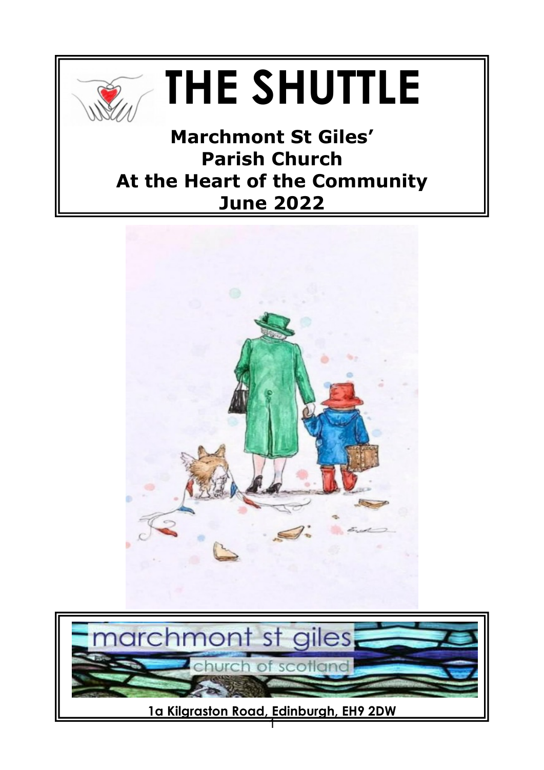# THE SHUTTLE

**Marchmont St Giles' Parish Church**
**At the Heart of the Community**
**June 2022**

marchmont st giles
church of scotland

**1a Kilgraston Road, Edinburgh, EH9 2DW**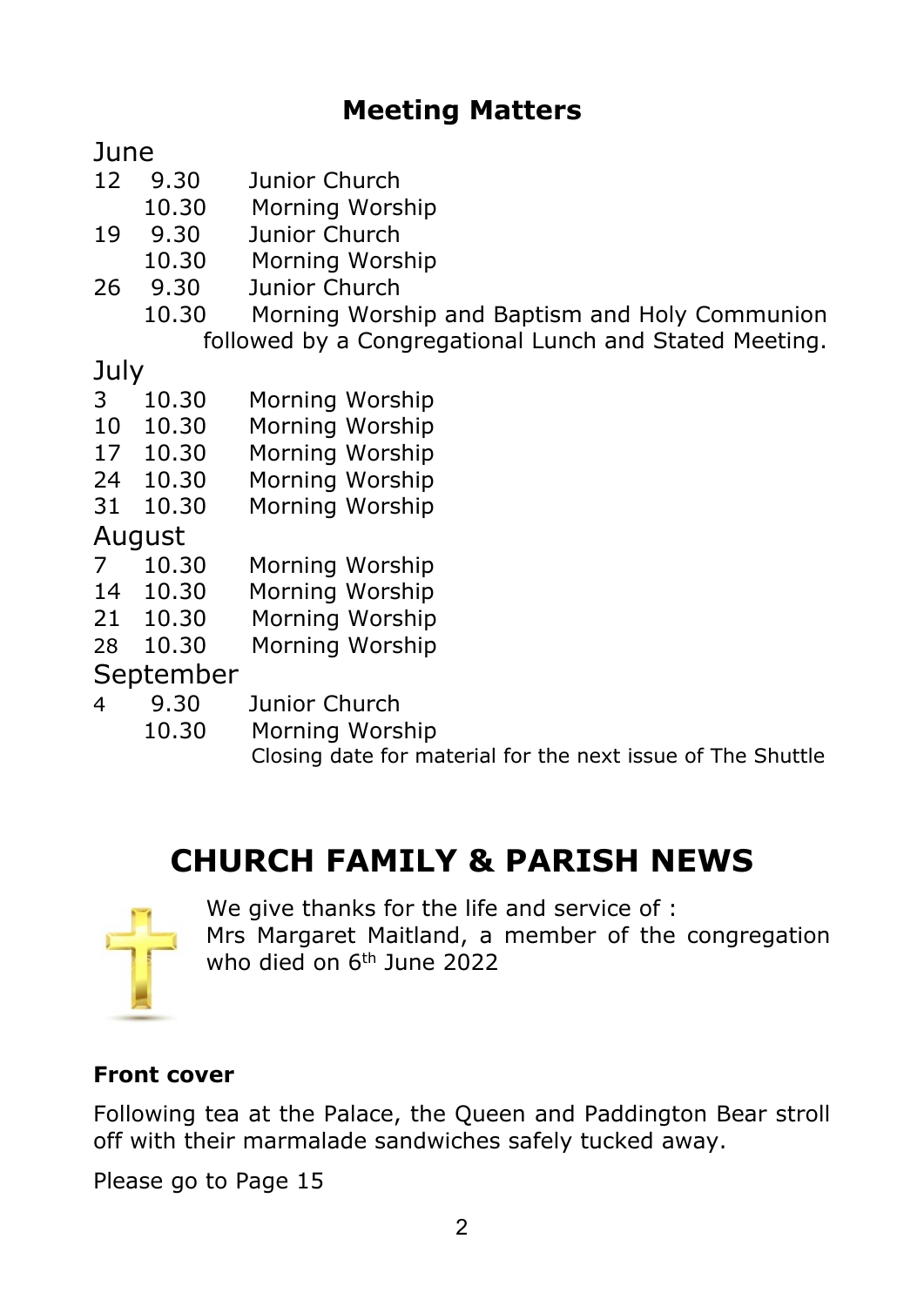## Meeting Matters

June

| | | |
|---|---|---|
| 12 | 9.30 | Junior Church |
| | 10.30 | Morning Worship |
| 19 | 9.30 | Junior Church |
| | 10.30 | Morning Worship |
| 26 | 9.30 | Junior Church |
| | 10.30 | Morning Worship and Baptism and Holy Communion followed by a Congregational Lunch and Stated Meeting. |

July

| | | |
|---|---|---|
| 3 | 10.30 | Morning Worship |
| 10 | 10.30 | Morning Worship |
| 17 | 10.30 | Morning Worship |
| 24 | 10.30 | Morning Worship |
| 31 | 10.30 | Morning Worship |

August

| | | |
|---|---|---|
| 7 | 10.30 | Morning Worship |
| 14 | 10.30 | Morning Worship |
| 21 | 10.30 | Morning Worship |
| 28 | 10.30 | Morning Worship |

September

| | | |
|---|---|---|
| 4 | 9.30 | Junior Church |
| | 10.30 | Morning Worship |
| | | Closing date for material for the next issue of The Shuttle |

# CHURCH FAMILY & PARISH NEWS

We give thanks for the life and service of :
Mrs Margaret Maitland, a member of the congregation who died on 6th June 2022

**Front cover**

Following tea at the Palace, the Queen and Paddington Bear stroll off with their marmalade sandwiches safely tucked away.

Please go to Page 15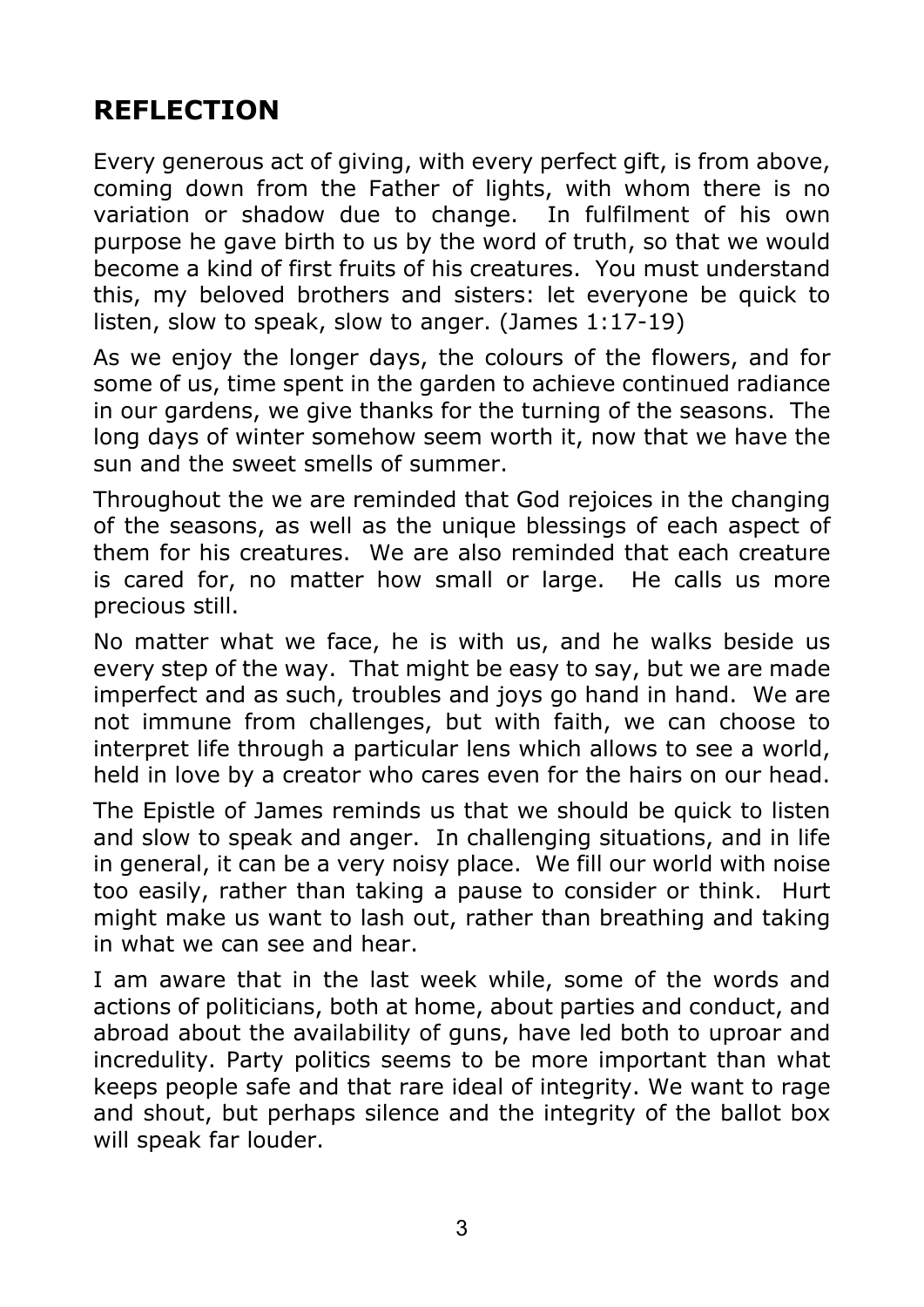## REFLECTION

Every generous act of giving, with every perfect gift, is from above, coming down from the Father of lights, with whom there is no variation or shadow due to change. In fulfilment of his own purpose he gave birth to us by the word of truth, so that we would become a kind of first fruits of his creatures. You must understand this, my beloved brothers and sisters: let everyone be quick to listen, slow to speak, slow to anger. (James 1:17-19)

As we enjoy the longer days, the colours of the flowers, and for some of us, time spent in the garden to achieve continued radiance in our gardens, we give thanks for the turning of the seasons. The long days of winter somehow seem worth it, now that we have the sun and the sweet smells of summer.

Throughout the we are reminded that God rejoices in the changing of the seasons, as well as the unique blessings of each aspect of them for his creatures. We are also reminded that each creature is cared for, no matter how small or large. He calls us more precious still.

No matter what we face, he is with us, and he walks beside us every step of the way. That might be easy to say, but we are made imperfect and as such, troubles and joys go hand in hand. We are not immune from challenges, but with faith, we can choose to interpret life through a particular lens which allows to see a world, held in love by a creator who cares even for the hairs on our head.

The Epistle of James reminds us that we should be quick to listen and slow to speak and anger. In challenging situations, and in life in general, it can be a very noisy place. We fill our world with noise too easily, rather than taking a pause to consider or think. Hurt might make us want to lash out, rather than breathing and taking in what we can see and hear.

I am aware that in the last week while, some of the words and actions of politicians, both at home, about parties and conduct, and abroad about the availability of guns, have led both to uproar and incredulity. Party politics seems to be more important than what keeps people safe and that rare ideal of integrity. We want to rage and shout, but perhaps silence and the integrity of the ballot box will speak far louder.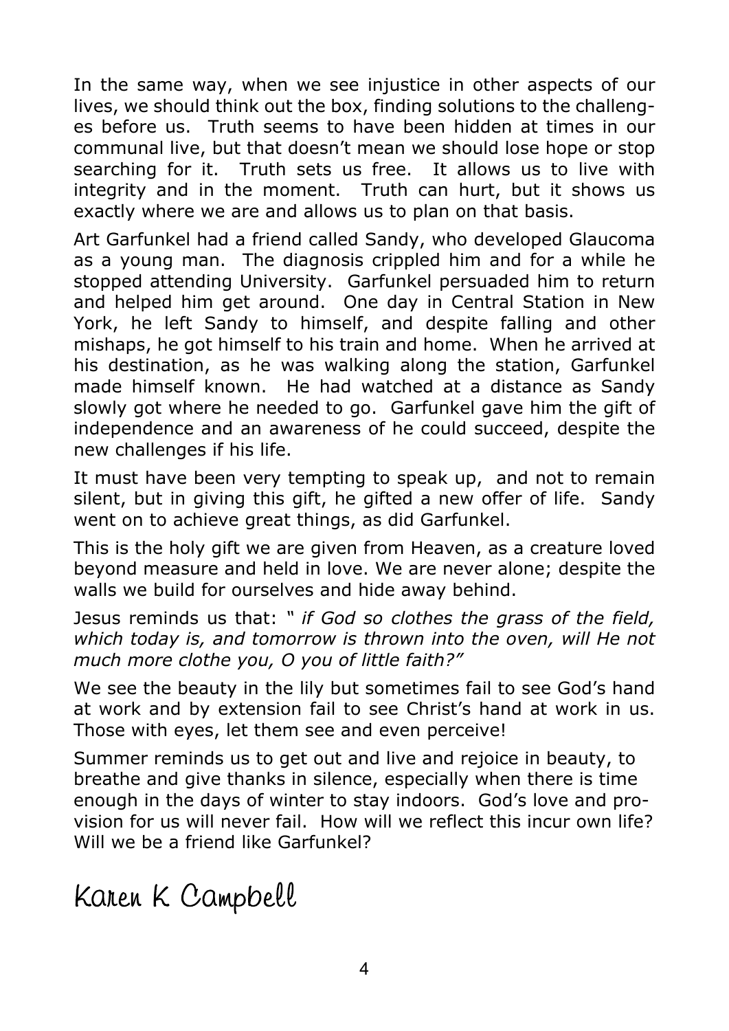In the same way, when we see injustice in other aspects of our lives, we should think out the box, finding solutions to the challenges before us. Truth seems to have been hidden at times in our communal live, but that doesn't mean we should lose hope or stop searching for it. Truth sets us free. It allows us to live with integrity and in the moment. Truth can hurt, but it shows us exactly where we are and allows us to plan on that basis.

Art Garfunkel had a friend called Sandy, who developed Glaucoma as a young man. The diagnosis crippled him and for a while he stopped attending University. Garfunkel persuaded him to return and helped him get around. One day in Central Station in New York, he left Sandy to himself, and despite falling and other mishaps, he got himself to his train and home. When he arrived at his destination, as he was walking along the station, Garfunkel made himself known. He had watched at a distance as Sandy slowly got where he needed to go. Garfunkel gave him the gift of independence and an awareness of he could succeed, despite the new challenges if his life.

It must have been very tempting to speak up, and not to remain silent, but in giving this gift, he gifted a new offer of life. Sandy went on to achieve great things, as did Garfunkel.

This is the holy gift we are given from Heaven, as a creature loved beyond measure and held in love. We are never alone; despite the walls we build for ourselves and hide away behind.

Jesus reminds us that: *" if God so clothes the grass of the field, which today is, and tomorrow is thrown into the oven, will He not much more clothe you, O you of little faith?"*

We see the beauty in the lily but sometimes fail to see God's hand at work and by extension fail to see Christ's hand at work in us. Those with eyes, let them see and even perceive!

Summer reminds us to get out and live and rejoice in beauty, to breathe and give thanks in silence, especially when there is time enough in the days of winter to stay indoors. God's love and provision for us will never fail. How will we reflect this incur own life? Will we be a friend like Garfunkel?

Karen K Campbell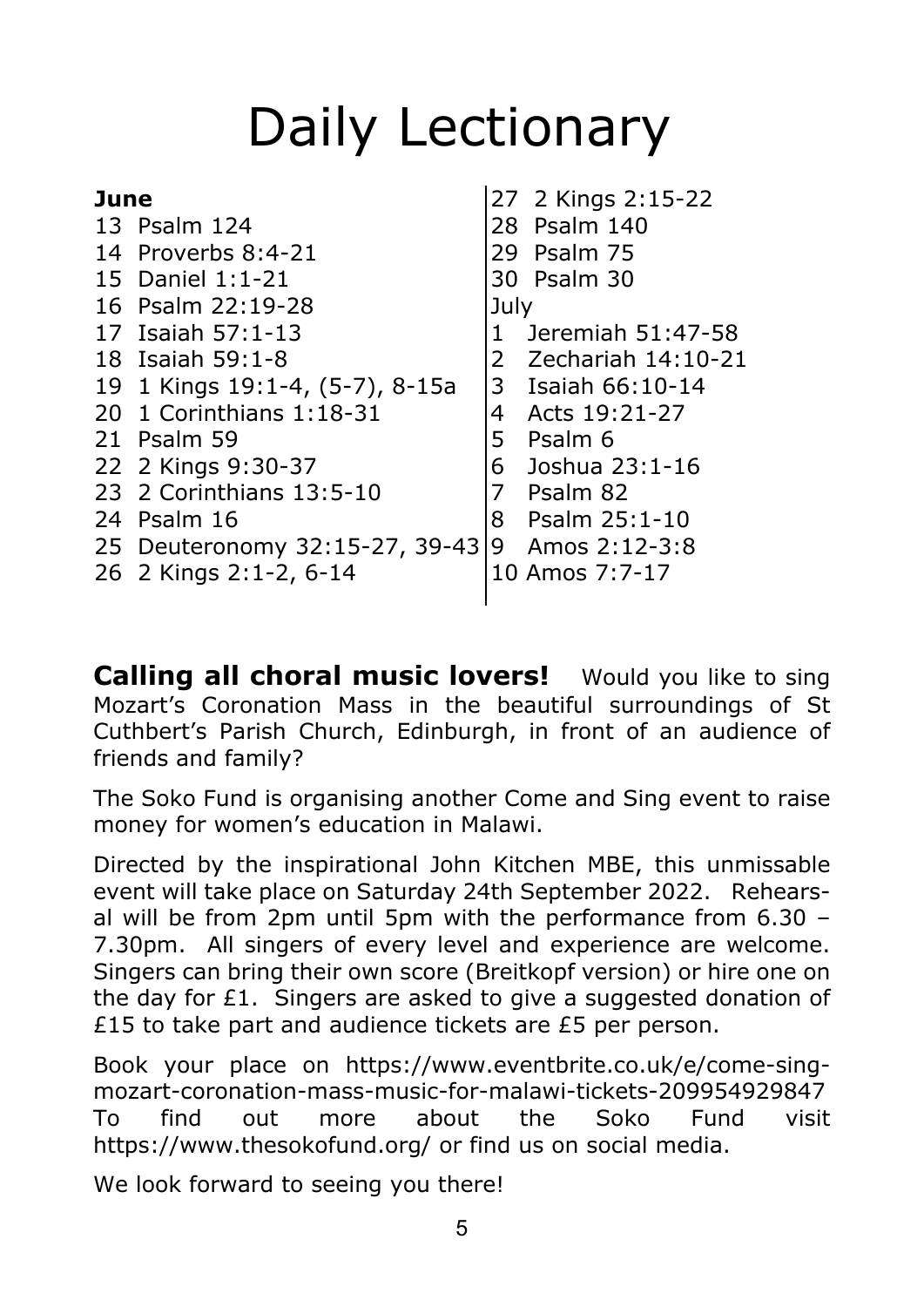# Daily Lectionary

**June**

13 Psalm 124
14 Proverbs 8:4-21
15 Daniel 1:1-21
16 Psalm 22:19-28
17 Isaiah 57:1-13
18 Isaiah 59:1-8
19 1 Kings 19:1-4, (5-7), 8-15a
20 1 Corinthians 1:18-31
21 Psalm 59
22 2 Kings 9:30-37
23 2 Corinthians 13:5-10
24 Psalm 16
25 Deuteronomy 32:15-27, 39-43
26 2 Kings 2:1-2, 6-14
27 2 Kings 2:15-22
28 Psalm 140
29 Psalm 75
30 Psalm 30

July

1 Jeremiah 51:47-58
2 Zechariah 14:10-21
3 Isaiah 66:10-14
4 Acts 19:21-27
5 Psalm 6
6 Joshua 23:1-16
7 Psalm 82
8 Psalm 25:1-10
9 Amos 2:12-3:8
10 Amos 7:7-17

**Calling all choral music lovers!** Would you like to sing Mozart's Coronation Mass in the beautiful surroundings of St Cuthbert's Parish Church, Edinburgh, in front of an audience of friends and family?

The Soko Fund is organising another Come and Sing event to raise money for women's education in Malawi.

Directed by the inspirational John Kitchen MBE, this unmissable event will take place on Saturday 24th September 2022. Rehearsal will be from 2pm until 5pm with the performance from 6.30 – 7.30pm. All singers of every level and experience are welcome. Singers can bring their own score (Breitkopf version) or hire one on the day for £1. Singers are asked to give a suggested donation of £15 to take part and audience tickets are £5 per person.

Book your place on https://www.eventbrite.co.uk/e/come-sing-mozart-coronation-mass-music-for-malawi-tickets-209954929847
To find out more about the Soko Fund visit https://www.thesokofund.org/ or find us on social media.

We look forward to seeing you there!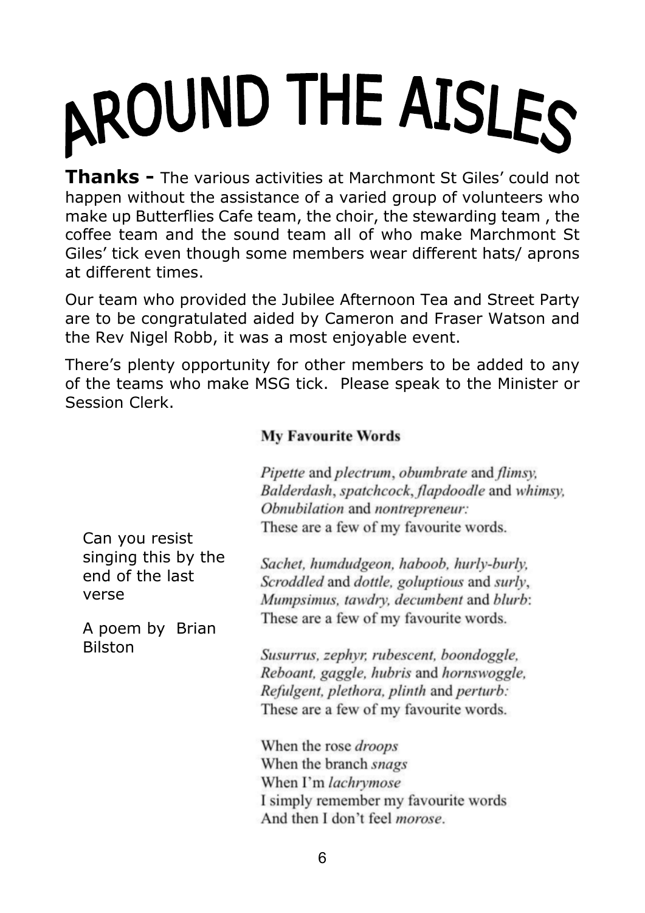# AROUND THE AISLES

**Thanks -** The various activities at Marchmont St Giles' could not happen without the assistance of a varied group of volunteers who make up Butterflies Cafe team, the choir, the stewarding team , the coffee team and the sound team all of who make Marchmont St Giles' tick even though some members wear different hats/ aprons at different times.

Our team who provided the Jubilee Afternoon Tea and Street Party are to be congratulated aided by Cameron and Fraser Watson and the Rev Nigel Robb, it was a most enjoyable event.

There's plenty opportunity for other members to be added to any of the teams who make MSG tick. Please speak to the Minister or Session Clerk.

Can you resist singing this by the end of the last verse

A poem by Brian Bilston

**My Favourite Words**

*Pipette* and *plectrum*, *obumbrate* and *flimsy,*
*Balderdash*, *spatchcock*, *flapdoodle* and *whimsy,*
*Obnubilation* and *nontrepreneur:*
These are a few of my favourite words.

*Sachet, humdudgeon, haboob, hurly-burly,*
*Scroddled* and *dottle, goluptious* and *surly*,
*Mumpsimus, tawdry, decumbent* and *blurb*:
These are a few of my favourite words.

*Susurrus, zephyr, rubescent, boondoggle,*
*Reboant, gaggle, hubris* and *hornswoggle,*
*Refulgent, plethora, plinth* and *perturb:*
These are a few of my favourite words.

When the rose *droops*
When the branch *snags*
When I'm *lachrymose*
I simply remember my favourite words
And then I don't feel *morose*.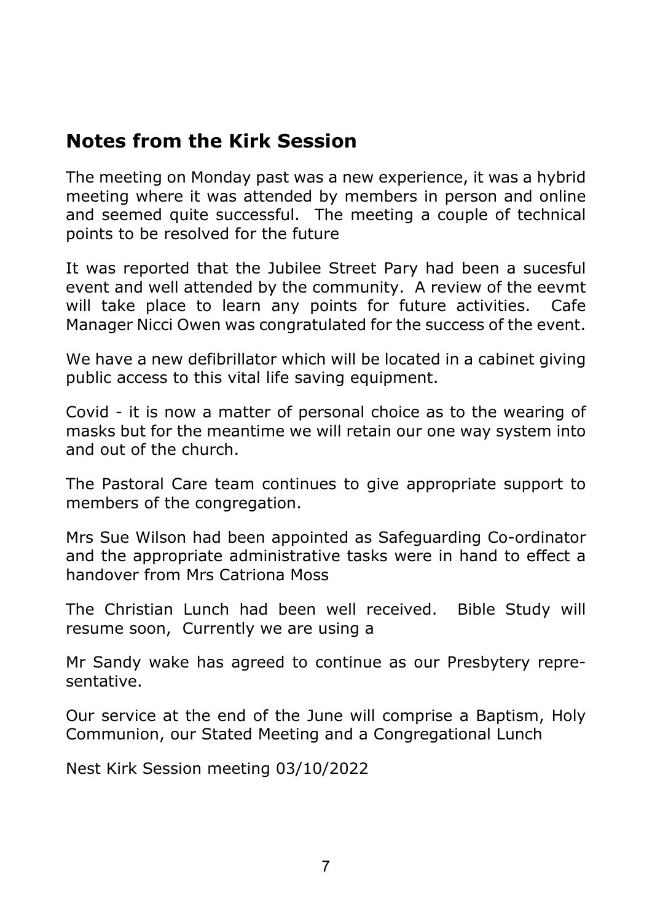## Notes from the Kirk Session

The meeting on Monday past was a new experience, it was a hybrid meeting where it was attended by members in person and online and seemed quite successful. The meeting a couple of technical points to be resolved for the future

It was reported that the Jubilee Street Pary had been a sucesful event and well attended by the community. A review of the eevmt will take place to learn any points for future activities. Cafe Manager Nicci Owen was congratulated for the success of the event.

We have a new defibrillator which will be located in a cabinet giving public access to this vital life saving equipment.

Covid - it is now a matter of personal choice as to the wearing of masks but for the meantime we will retain our one way system into and out of the church.

The Pastoral Care team continues to give appropriate support to members of the congregation.

Mrs Sue Wilson had been appointed as Safeguarding Co-ordinator and the appropriate administrative tasks were in hand to effect a handover from Mrs Catriona Moss

The Christian Lunch had been well received. Bible Study will resume soon, Currently we are using a

Mr Sandy wake has agreed to continue as our Presbytery representative.

Our service at the end of the June will comprise a Baptism, Holy Communion, our Stated Meeting and a Congregational Lunch

Nest Kirk Session meeting 03/10/2022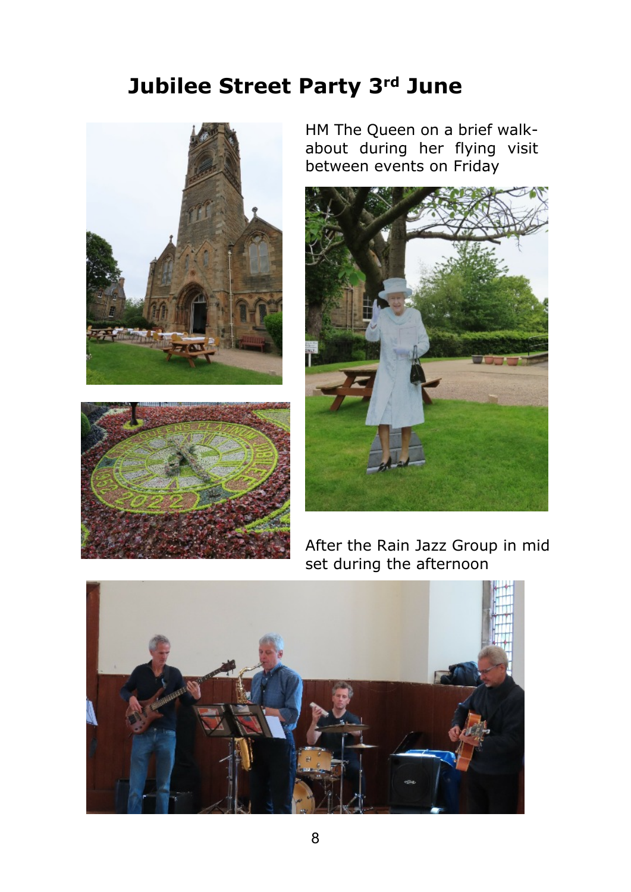# Jubilee Street Party 3rd June

HM The Queen on a brief walk-about during her flying visit between events on Friday

After the Rain Jazz Group in mid set during the afternoon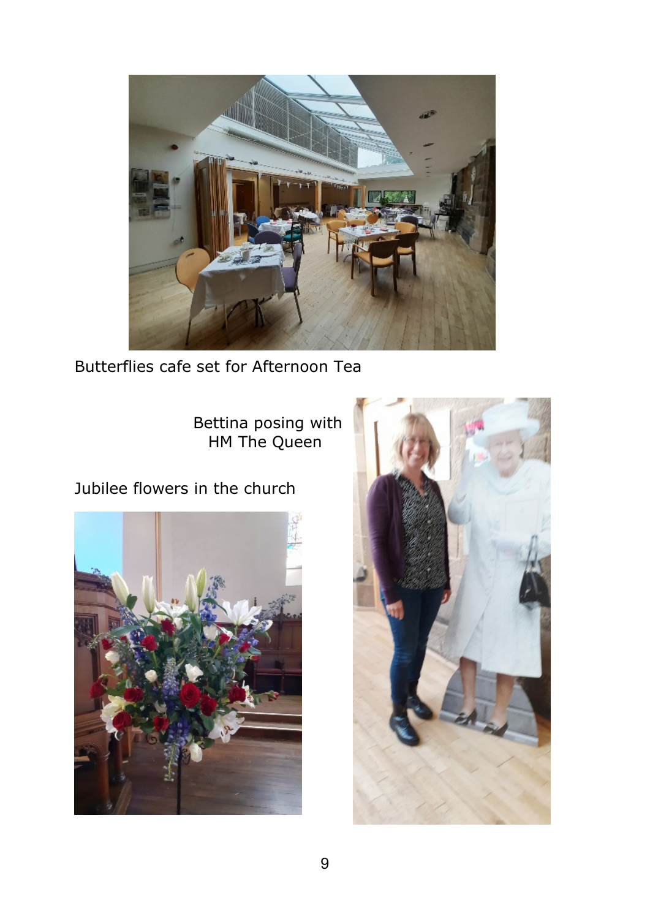Butterflies cafe set for Afternoon Tea

Bettina posing with HM The Queen

Jubilee flowers in the church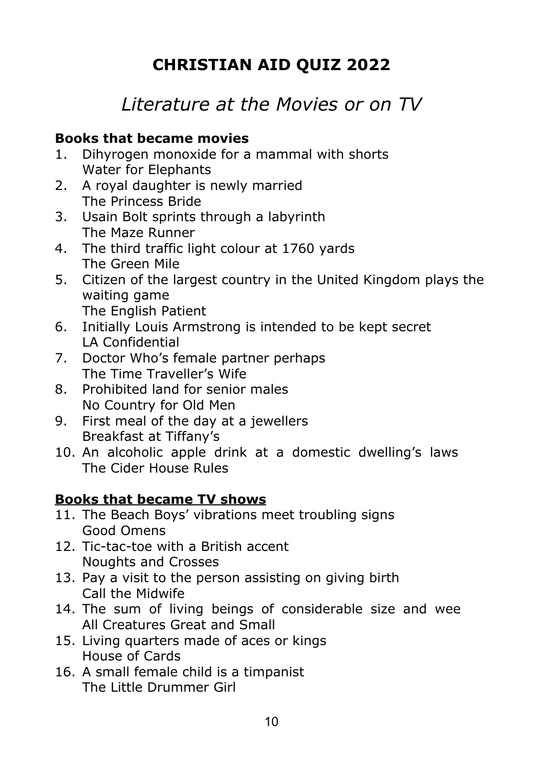# CHRISTIAN AID QUIZ 2022

## *Literature at the Movies or on TV*

### Books that became movies

1. Dihyrogen monoxide for a mammal with shorts
   Water for Elephants
2. A royal daughter is newly married
   The Princess Bride
3. Usain Bolt sprints through a labyrinth
   The Maze Runner
4. The third traffic light colour at 1760 yards
   The Green Mile
5. Citizen of the largest country in the United Kingdom plays the waiting game
   The English Patient
6. Initially Louis Armstrong is intended to be kept secret
   LA Confidential
7. Doctor Who's female partner perhaps
   The Time Traveller's Wife
8. Prohibited land for senior males
   No Country for Old Men
9. First meal of the day at a jewellers
   Breakfast at Tiffany's
10. An alcoholic apple drink at a domestic dwelling's laws
    The Cider House Rules

### Books that became TV shows

11. The Beach Boys' vibrations meet troubling signs
    Good Omens
12. Tic-tac-toe with a British accent
    Noughts and Crosses
13. Pay a visit to the person assisting on giving birth
    Call the Midwife
14. The sum of living beings of considerable size and wee
    All Creatures Great and Small
15. Living quarters made of aces or kings
    House of Cards
16. A small female child is a timpanist
    The Little Drummer Girl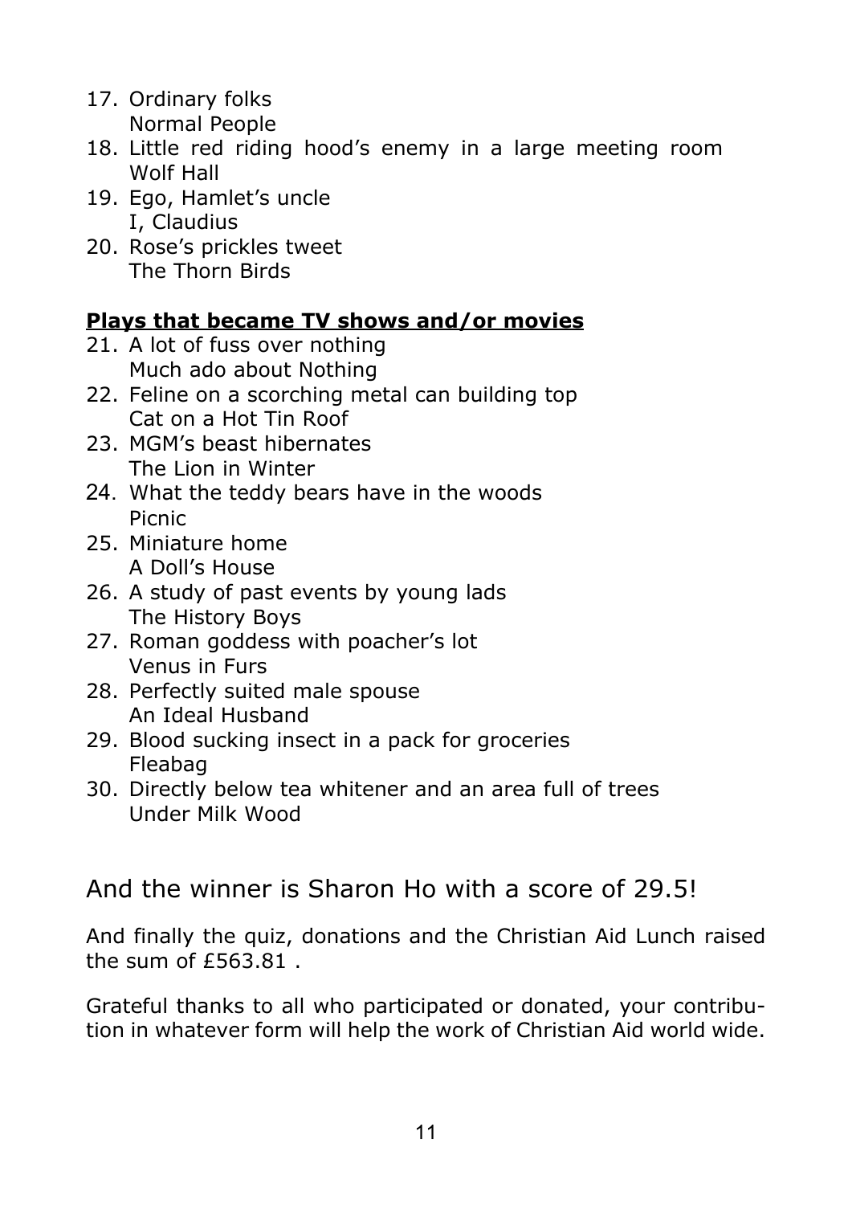17. Ordinary folks
    Normal People
18. Little red riding hood's enemy in a large meeting room
    Wolf Hall
19. Ego, Hamlet's uncle
    I, Claudius
20. Rose's prickles tweet
    The Thorn Birds

**Plays that became TV shows and/or movies**

21. A lot of fuss over nothing
    Much ado about Nothing
22. Feline on a scorching metal can building top
    Cat on a Hot Tin Roof
23. MGM's beast hibernates
    The Lion in Winter
24. What the teddy bears have in the woods
    Picnic
25. Miniature home
    A Doll's House
26. A study of past events by young lads
    The History Boys
27. Roman goddess with poacher's lot
    Venus in Furs
28. Perfectly suited male spouse
    An Ideal Husband
29. Blood sucking insect in a pack for groceries
    Fleabag
30. Directly below tea whitener and an area full of trees
    Under Milk Wood

## And the winner is Sharon Ho with a score of 29.5!

And finally the quiz, donations and the Christian Aid Lunch raised the sum of £563.81 .

Grateful thanks to all who participated or donated, your contribution in whatever form will help the work of Christian Aid world wide.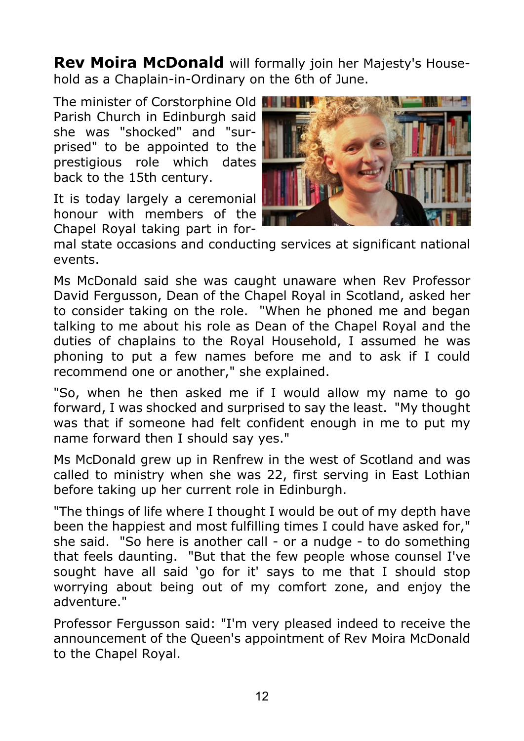**Rev Moira McDonald** will formally join her Majesty's Household as a Chaplain-in-Ordinary on the 6th of June.

The minister of Corstorphine Old Parish Church in Edinburgh said she was "shocked" and "surprised" to be appointed to the prestigious role which dates back to the 15th century.

It is today largely a ceremonial honour with members of the Chapel Royal taking part in formal state occasions and conducting services at significant national events.

Ms McDonald said she was caught unaware when Rev Professor David Fergusson, Dean of the Chapel Royal in Scotland, asked her to consider taking on the role. "When he phoned me and began talking to me about his role as Dean of the Chapel Royal and the duties of chaplains to the Royal Household, I assumed he was phoning to put a few names before me and to ask if I could recommend one or another," she explained.

"So, when he then asked me if I would allow my name to go forward, I was shocked and surprised to say the least. "My thought was that if someone had felt confident enough in me to put my name forward then I should say yes."

Ms McDonald grew up in Renfrew in the west of Scotland and was called to ministry when she was 22, first serving in East Lothian before taking up her current role in Edinburgh.

"The things of life where I thought I would be out of my depth have been the happiest and most fulfilling times I could have asked for," she said. "So here is another call - or a nudge - to do something that feels daunting. "But that the few people whose counsel I've sought have all said 'go for it' says to me that I should stop worrying about being out of my comfort zone, and enjoy the adventure."

Professor Fergusson said: "I'm very pleased indeed to receive the announcement of the Queen's appointment of Rev Moira McDonald to the Chapel Royal.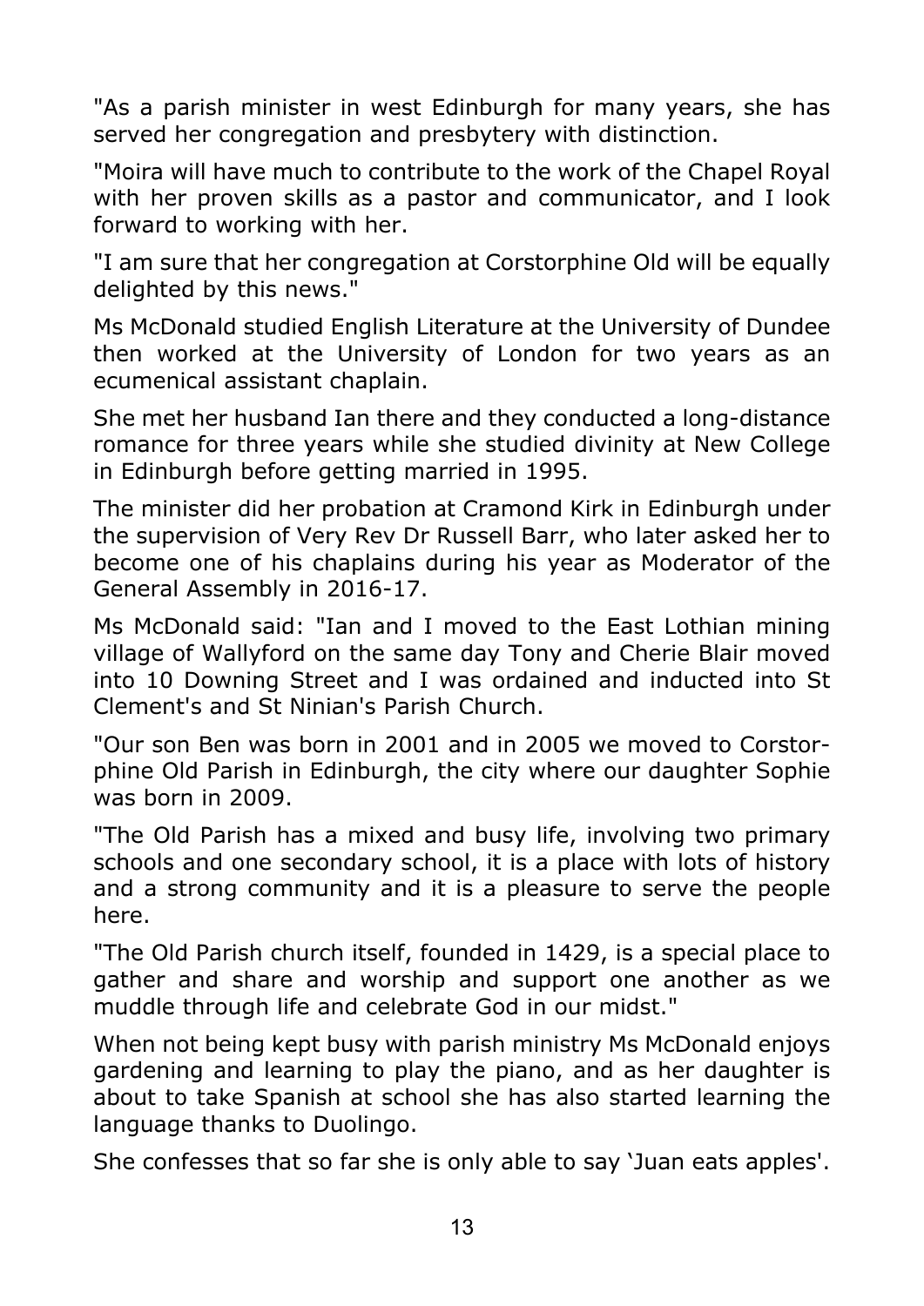"As a parish minister in west Edinburgh for many years, she has served her congregation and presbytery with distinction.

"Moira will have much to contribute to the work of the Chapel Royal with her proven skills as a pastor and communicator, and I look forward to working with her.

"I am sure that her congregation at Corstorphine Old will be equally delighted by this news."

Ms McDonald studied English Literature at the University of Dundee then worked at the University of London for two years as an ecumenical assistant chaplain.

She met her husband Ian there and they conducted a long-distance romance for three years while she studied divinity at New College in Edinburgh before getting married in 1995.

The minister did her probation at Cramond Kirk in Edinburgh under the supervision of Very Rev Dr Russell Barr, who later asked her to become one of his chaplains during his year as Moderator of the General Assembly in 2016-17.

Ms McDonald said: "Ian and I moved to the East Lothian mining village of Wallyford on the same day Tony and Cherie Blair moved into 10 Downing Street and I was ordained and inducted into St Clement's and St Ninian's Parish Church.

"Our son Ben was born in 2001 and in 2005 we moved to Corstorphine Old Parish in Edinburgh, the city where our daughter Sophie was born in 2009.

"The Old Parish has a mixed and busy life, involving two primary schools and one secondary school, it is a place with lots of history and a strong community and it is a pleasure to serve the people here.

"The Old Parish church itself, founded in 1429, is a special place to gather and share and worship and support one another as we muddle through life and celebrate God in our midst."

When not being kept busy with parish ministry Ms McDonald enjoys gardening and learning to play the piano, and as her daughter is about to take Spanish at school she has also started learning the language thanks to Duolingo.

She confesses that so far she is only able to say 'Juan eats apples'.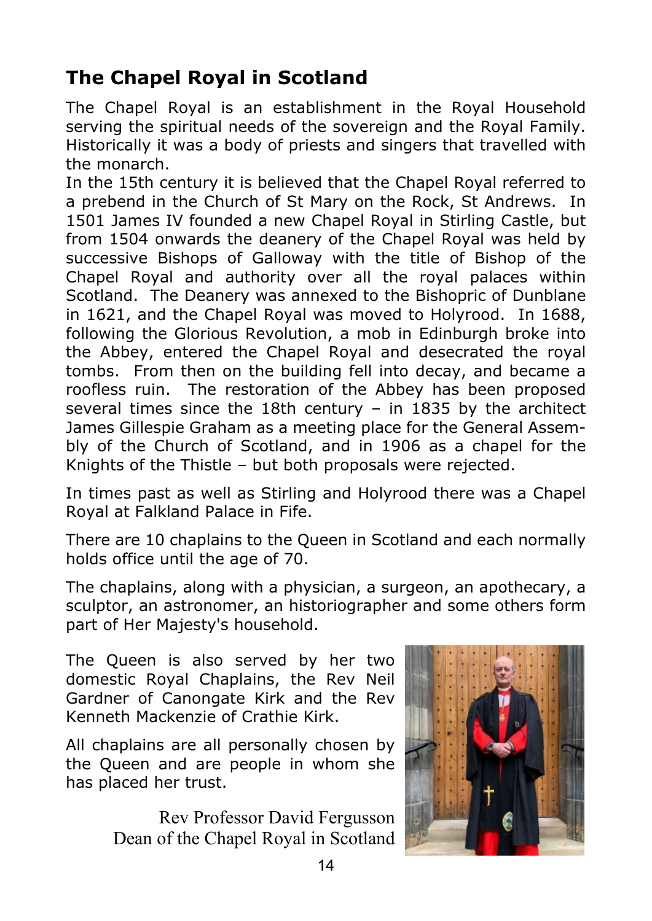## The Chapel Royal in Scotland

The Chapel Royal is an establishment in the Royal Household serving the spiritual needs of the sovereign and the Royal Family. Historically it was a body of priests and singers that travelled with the monarch.

In the 15th century it is believed that the Chapel Royal referred to a prebend in the Church of St Mary on the Rock, St Andrews. In 1501 James IV founded a new Chapel Royal in Stirling Castle, but from 1504 onwards the deanery of the Chapel Royal was held by successive Bishops of Galloway with the title of Bishop of the Chapel Royal and authority over all the royal palaces within Scotland. The Deanery was annexed to the Bishopric of Dunblane in 1621, and the Chapel Royal was moved to Holyrood. In 1688, following the Glorious Revolution, a mob in Edinburgh broke into the Abbey, entered the Chapel Royal and desecrated the royal tombs. From then on the building fell into decay, and became a roofless ruin. The restoration of the Abbey has been proposed several times since the 18th century – in 1835 by the architect James Gillespie Graham as a meeting place for the General Assembly of the Church of Scotland, and in 1906 as a chapel for the Knights of the Thistle – but both proposals were rejected.

In times past as well as Stirling and Holyrood there was a Chapel Royal at Falkland Palace in Fife.

There are 10 chaplains to the Queen in Scotland and each normally holds office until the age of 70.

The chaplains, along with a physician, a surgeon, an apothecary, a sculptor, an astronomer, an historiographer and some others form part of Her Majesty's household.

The Queen is also served by her two domestic Royal Chaplains, the Rev Neil Gardner of Canongate Kirk and the Rev Kenneth Mackenzie of Crathie Kirk.

All chaplains are all personally chosen by the Queen and are people in whom she has placed her trust.

Rev Professor David Fergusson
Dean of the Chapel Royal in Scotland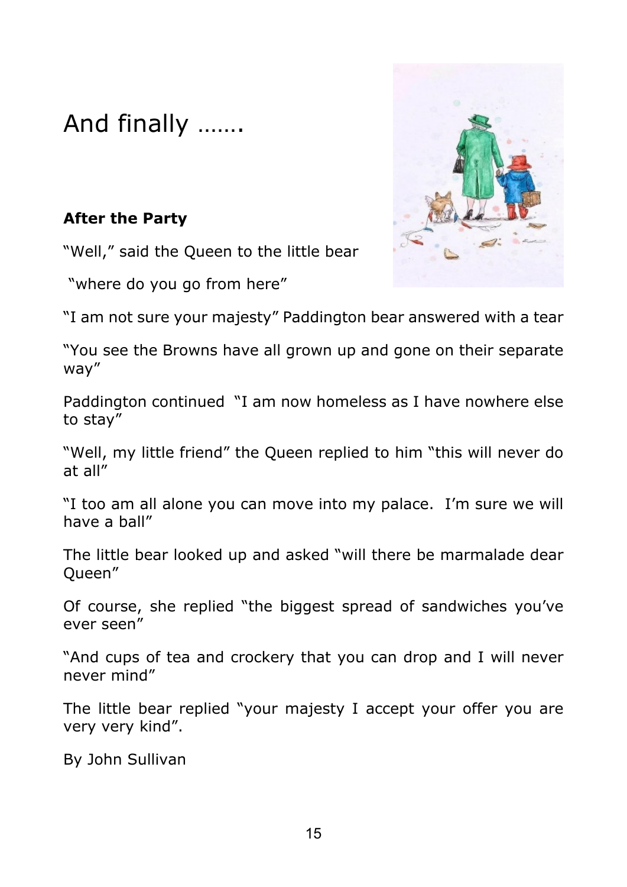# And finally …….

**After the Party**

"Well," said the Queen to the little bear

"where do you go from here"

"I am not sure your majesty" Paddington bear answered with a tear

"You see the Browns have all grown up and gone on their separate way"

Paddington continued "I am now homeless as I have nowhere else to stay"

"Well, my little friend" the Queen replied to him "this will never do at all"

"I too am all alone you can move into my palace. I'm sure we will have a ball"

The little bear looked up and asked "will there be marmalade dear Queen"

Of course, she replied "the biggest spread of sandwiches you've ever seen"

"And cups of tea and crockery that you can drop and I will never never mind"

The little bear replied "your majesty I accept your offer you are very very kind".

By John Sullivan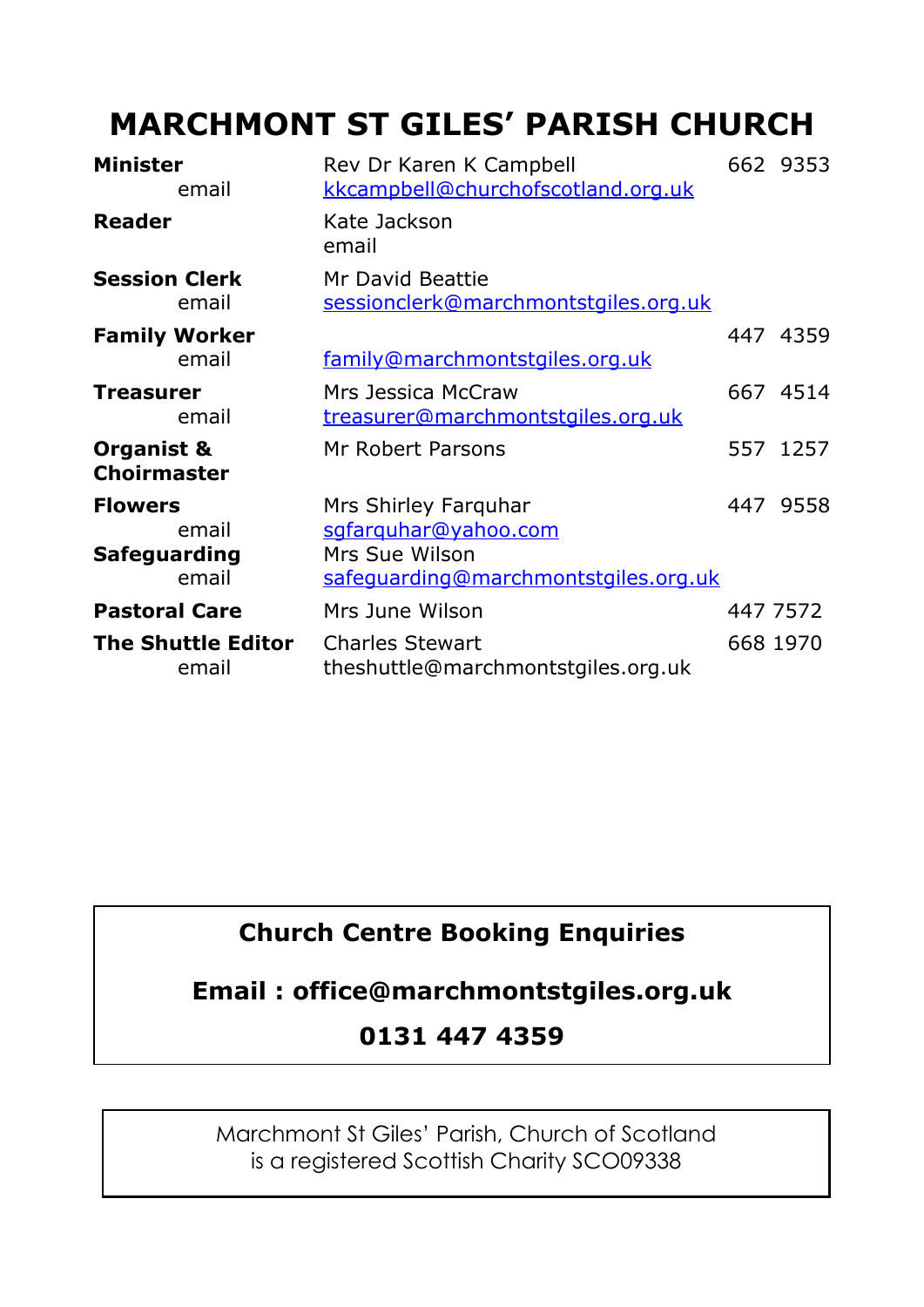# MARCHMONT ST GILES' PARISH CHURCH

| | | |
|---|---|---|
| **Minister** | Rev Dr Karen K Campbell | 662 9353 |
| email | kkcampbell@churchofscotland.org.uk | |
| **Reader** | Kate Jackson | |
| | email | |
| **Session Clerk** | Mr David Beattie | |
| email | sessionclerk@marchmontstgiles.org.uk | |
| **Family Worker** | | 447 4359 |
| email | family@marchmontstgiles.org.uk | |
| **Treasurer** | Mrs Jessica McCraw | 667 4514 |
| email | treasurer@marchmontstgiles.org.uk | |
| **Organist & Choirmaster** | Mr Robert Parsons | 557 1257 |
| **Flowers** | Mrs Shirley Farquhar | 447 9558 |
| email | sgfarquhar@yahoo.com | |
| **Safeguarding** | Mrs Sue Wilson | |
| email | safeguarding@marchmontstgiles.org.uk | |
| **Pastoral Care** | Mrs June Wilson | 447 7572 |
| **The Shuttle Editor** | Charles Stewart | 668 1970 |
| email | theshuttle@marchmontstgiles.org.uk | |

**Church Centre Booking Enquiries**

**Email : office@marchmontstgiles.org.uk**

**0131 447 4359**

Marchmont St Giles' Parish, Church of Scotland
is a registered Scottish Charity SCO09338